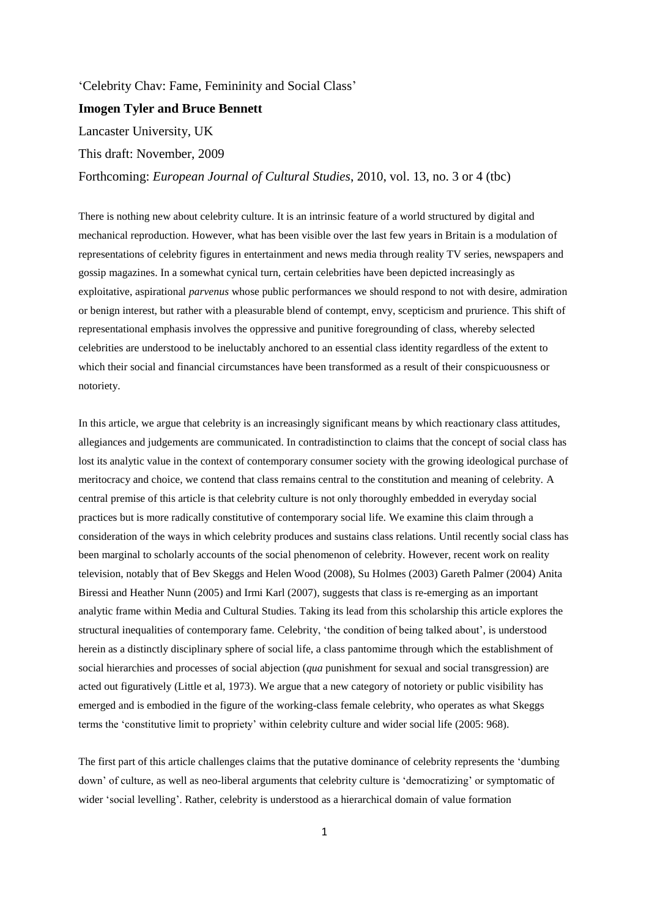'Celebrity Chav: Fame, Femininity and Social Class'

**Imogen Tyler and Bruce Bennett**

Lancaster University, UK

This draft: November, 2009

Forthcoming: *European Journal of Cultural Studies*, 2010, vol. 13, no. 3 or 4 (tbc)

There is nothing new about celebrity culture. It is an intrinsic feature of a world structured by digital and mechanical reproduction. However, what has been visible over the last few years in Britain is a modulation of representations of celebrity figures in entertainment and news media through reality TV series, newspapers and gossip magazines. In a somewhat cynical turn, certain celebrities have been depicted increasingly as exploitative, aspirational *parvenus* whose public performances we should respond to not with desire, admiration or benign interest, but rather with a pleasurable blend of contempt, envy, scepticism and prurience. This shift of representational emphasis involves the oppressive and punitive foregrounding of class, whereby selected celebrities are understood to be ineluctably anchored to an essential class identity regardless of the extent to which their social and financial circumstances have been transformed as a result of their conspicuousness or notoriety.

In this article, we argue that celebrity is an increasingly significant means by which reactionary class attitudes, allegiances and judgements are communicated. In contradistinction to claims that the concept of social class has lost its analytic value in the context of contemporary consumer society with the growing ideological purchase of meritocracy and choice, we contend that class remains central to the constitution and meaning of celebrity. A central premise of this article is that celebrity culture is not only thoroughly embedded in everyday social practices but is more radically constitutive of contemporary social life. We examine this claim through a consideration of the ways in which celebrity produces and sustains class relations. Until recently social class has been marginal to scholarly accounts of the social phenomenon of celebrity. However, recent work on reality television, notably that of Bev Skeggs and Helen Wood (2008), Su Holmes (2003) Gareth Palmer (2004) Anita Biressi and Heather Nunn (2005) and Irmi Karl (2007), suggests that class is re-emerging as an important analytic frame within Media and Cultural Studies. Taking its lead from this scholarship this article explores the structural inequalities of contemporary fame. Celebrity, 'the condition of being talked about', is understood herein as a distinctly disciplinary sphere of social life, a class pantomime through which the establishment of social hierarchies and processes of social abjection (*qua* punishment for sexual and social transgression) are acted out figuratively (Little et al, 1973). We argue that a new category of notoriety or public visibility has emerged and is embodied in the figure of the working-class female celebrity, who operates as what Skeggs terms the 'constitutive limit to propriety' within celebrity culture and wider social life (2005: 968).

The first part of this article challenges claims that the putative dominance of celebrity represents the 'dumbing down' of culture, as well as neo-liberal arguments that celebrity culture is 'democratizing' or symptomatic of wider 'social levelling'. Rather, celebrity is understood as a hierarchical domain of value formation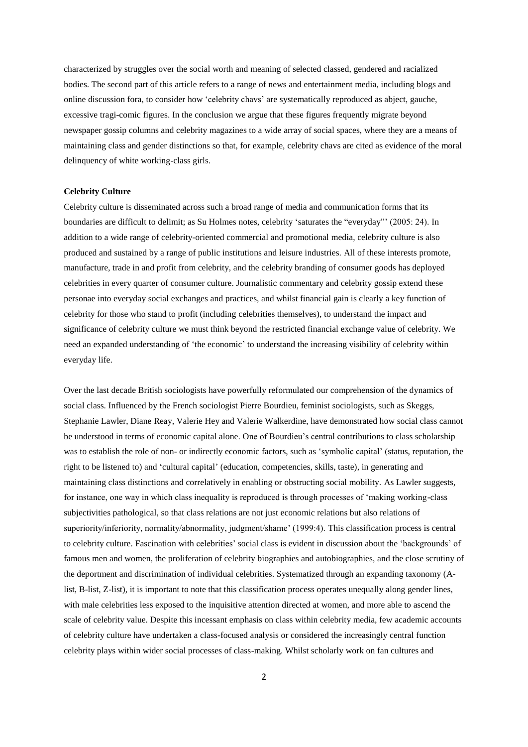characterized by struggles over the social worth and meaning of selected classed, gendered and racialized bodies. The second part of this article refers to a range of news and entertainment media, including blogs and online discussion fora, to consider how 'celebrity chavs' are systematically reproduced as abject, gauche, excessive tragi-comic figures. In the conclusion we argue that these figures frequently migrate beyond newspaper gossip columns and celebrity magazines to a wide array of social spaces, where they are a means of maintaining class and gender distinctions so that, for example, celebrity chavs are cited as evidence of the moral delinquency of white working-class girls.

**Celebrity Culture**

Celebrity culture is disseminated across such a broad range of media and communication forms that its boundaries are difficult to delimit; as Su Holmes notes, celebrity 'saturates the "everyday"' (2005: 24). In addition to a wide range of celebrity-oriented commercial and promotional media, celebrity culture is also produced and sustained by a range of public institutions and leisure industries. All of these interests promote, manufacture, trade in and profit from celebrity, and the celebrity branding of consumer goods has deployed celebrities in every quarter of consumer culture. Journalistic commentary and celebrity gossip extend these personae into everyday social exchanges and practices, and whilst financial gain is clearly a key function of celebrity for those who stand to profit (including celebrities themselves), to understand the impact and significance of celebrity culture we must think beyond the restricted financial exchange value of celebrity. We need an expanded understanding of 'the economic' to understand the increasing visibility of celebrity within everyday life.

Over the last decade British sociologists have powerfully reformulated our comprehension of the dynamics of social class. Influenced by the French sociologist Pierre Bourdieu, feminist sociologists, such as Skeggs, Stephanie Lawler, Diane Reay, Valerie Hey and Valerie Walkerdine, have demonstrated how social class cannot be understood in terms of economic capital alone. One of Bourdieu's central contributions to class scholarship was to establish the role of non- or indirectly economic factors, such as 'symbolic capital' (status, reputation, the right to be listened to) and 'cultural capital' (education, competencies, skills, taste), in generating and maintaining class distinctions and correlatively in enabling or obstructing social mobility. As Lawler suggests, for instance, one way in which class inequality is reproduced is through processes of 'making working-class subjectivities pathological, so that class relations are not just economic relations but also relations of superiority/inferiority, normality/abnormality, judgment/shame' (1999:4). This classification process is central to celebrity culture. Fascination with celebrities' social class is evident in discussion about the 'backgrounds' of famous men and women, the proliferation of celebrity biographies and autobiographies, and the close scrutiny of the deportment and discrimination of individual celebrities. Systematized through an expanding taxonomy (A-list, B-list, Z-list), it is important to note that this classification process operates unequally along gender lines, with male celebrities less exposed to the inquisitive attention directed at women, and more able to ascend the scale of celebrity value. Despite this incessant emphasis on class within celebrity media, few academic accounts of celebrity culture have undertaken a class-focused analysis or considered the increasingly central function celebrity plays within wider social processes of class-making. Whilst scholarly work on fan cultures and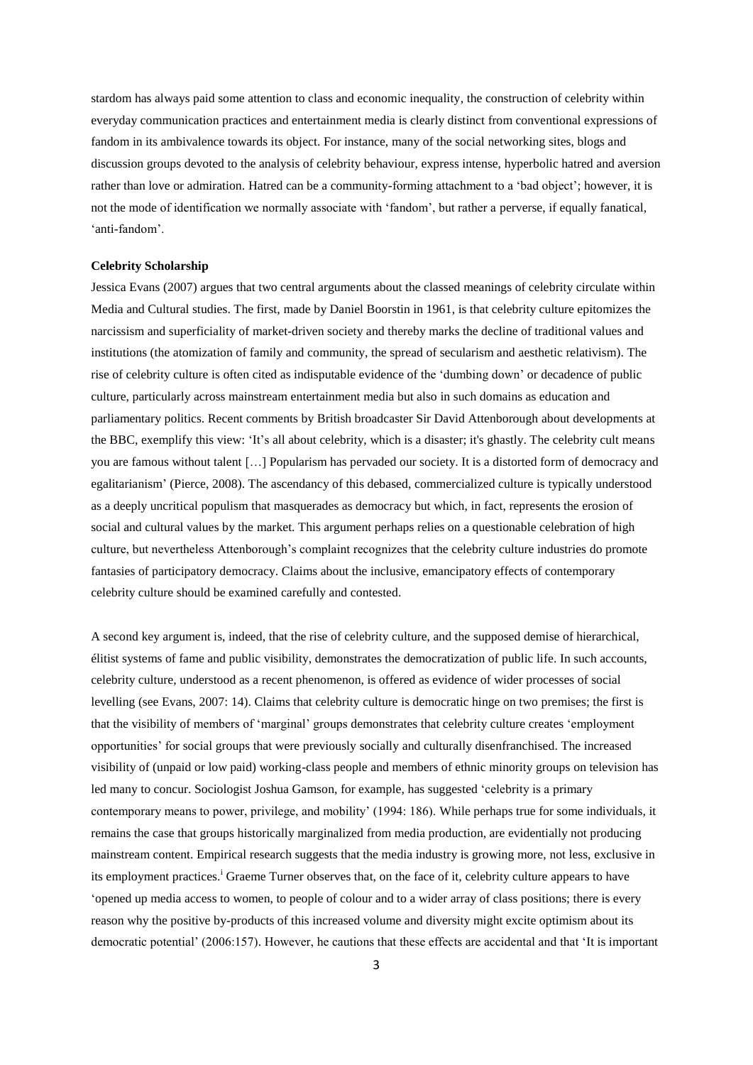stardom has always paid some attention to class and economic inequality, the construction of celebrity within everyday communication practices and entertainment media is clearly distinct from conventional expressions of fandom in its ambivalence towards its object. For instance, many of the social networking sites, blogs and discussion groups devoted to the analysis of celebrity behaviour, express intense, hyperbolic hatred and aversion rather than love or admiration. Hatred can be a community-forming attachment to a 'bad object'; however, it is not the mode of identification we normally associate with 'fandom', but rather a perverse, if equally fanatical, 'anti-fandom'.

**Celebrity Scholarship**

Jessica Evans (2007) argues that two central arguments about the classed meanings of celebrity circulate within Media and Cultural studies. The first, made by Daniel Boorstin in 1961, is that celebrity culture epitomizes the narcissism and superficiality of market-driven society and thereby marks the decline of traditional values and institutions (the atomization of family and community, the spread of secularism and aesthetic relativism). The rise of celebrity culture is often cited as indisputable evidence of the 'dumbing down' or decadence of public culture, particularly across mainstream entertainment media but also in such domains as education and parliamentary politics. Recent comments by British broadcaster Sir David Attenborough about developments at the BBC, exemplify this view: 'It's all about celebrity, which is a disaster; it's ghastly. The celebrity cult means you are famous without talent […] Popularism has pervaded our society. It is a distorted form of democracy and egalitarianism' (Pierce, 2008). The ascendancy of this debased, commercialized culture is typically understood as a deeply uncritical populism that masquerades as democracy but which, in fact, represents the erosion of social and cultural values by the market. This argument perhaps relies on a questionable celebration of high culture, but nevertheless Attenborough's complaint recognizes that the celebrity culture industries do promote fantasies of participatory democracy. Claims about the inclusive, emancipatory effects of contemporary celebrity culture should be examined carefully and contested.

A second key argument is, indeed, that the rise of celebrity culture, and the supposed demise of hierarchical, élitist systems of fame and public visibility, demonstrates the democratization of public life. In such accounts, celebrity culture, understood as a recent phenomenon, is offered as evidence of wider processes of social levelling (see Evans, 2007: 14). Claims that celebrity culture is democratic hinge on two premises; the first is that the visibility of members of 'marginal' groups demonstrates that celebrity culture creates 'employment opportunities' for social groups that were previously socially and culturally disenfranchised. The increased visibility of (unpaid or low paid) working-class people and members of ethnic minority groups on television has led many to concur. Sociologist Joshua Gamson, for example, has suggested 'celebrity is a primary contemporary means to power, privilege, and mobility' (1994: 186). While perhaps true for some individuals, it remains the case that groups historically marginalized from media production, are evidentially not producing mainstream content. Empirical research suggests that the media industry is growing more, not less, exclusive in its employment practices.[i] Graeme Turner observes that, on the face of it, celebrity culture appears to have 'opened up media access to women, to people of colour and to a wider array of class positions; there is every reason why the positive by-products of this increased volume and diversity might excite optimism about its democratic potential' (2006:157). However, he cautions that these effects are accidental and that 'It is important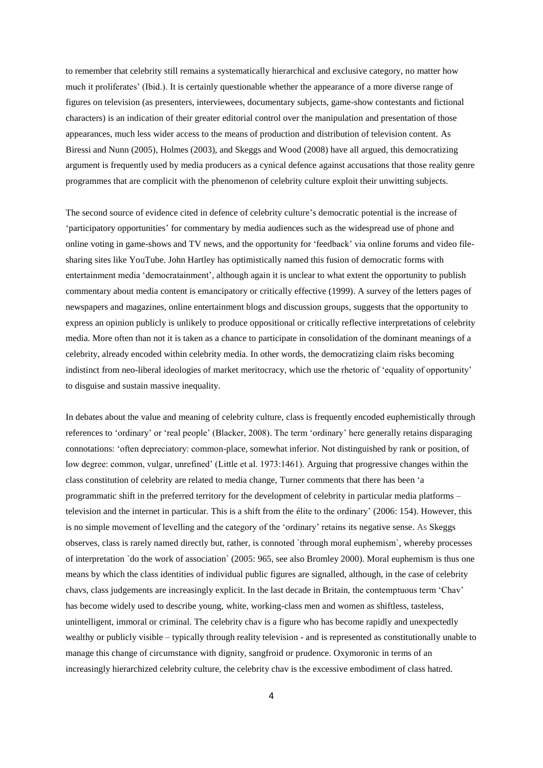to remember that celebrity still remains a systematically hierarchical and exclusive category, no matter how much it proliferates' (Ibid.). It is certainly questionable whether the appearance of a more diverse range of figures on television (as presenters, interviewees, documentary subjects, game-show contestants and fictional characters) is an indication of their greater editorial control over the manipulation and presentation of those appearances, much less wider access to the means of production and distribution of television content. As Biressi and Nunn (2005), Holmes (2003), and Skeggs and Wood (2008) have all argued, this democratizing argument is frequently used by media producers as a cynical defence against accusations that those reality genre programmes that are complicit with the phenomenon of celebrity culture exploit their unwitting subjects.

The second source of evidence cited in defence of celebrity culture's democratic potential is the increase of 'participatory opportunities' for commentary by media audiences such as the widespread use of phone and online voting in game-shows and TV news, and the opportunity for 'feedback' via online forums and video file-sharing sites like YouTube. John Hartley has optimistically named this fusion of democratic forms with entertainment media 'democratainment', although again it is unclear to what extent the opportunity to publish commentary about media content is emancipatory or critically effective (1999). A survey of the letters pages of newspapers and magazines, online entertainment blogs and discussion groups, suggests that the opportunity to express an opinion publicly is unlikely to produce oppositional or critically reflective interpretations of celebrity media. More often than not it is taken as a chance to participate in consolidation of the dominant meanings of a celebrity, already encoded within celebrity media. In other words, the democratizing claim risks becoming indistinct from neo-liberal ideologies of market meritocracy, which use the rhetoric of 'equality of opportunity' to disguise and sustain massive inequality.

In debates about the value and meaning of celebrity culture, class is frequently encoded euphemistically through references to 'ordinary' or 'real people' (Blacker, 2008). The term 'ordinary' here generally retains disparaging connotations: 'often depreciatory: common-place, somewhat inferior. Not distinguished by rank or position, of low degree: common, vulgar, unrefined' (Little et al. 1973:1461). Arguing that progressive changes within the class constitution of celebrity are related to media change, Turner comments that there has been 'a programmatic shift in the preferred territory for the development of celebrity in particular media platforms – television and the internet in particular. This is a shift from the élite to the ordinary' (2006: 154). However, this is no simple movement of levelling and the category of the 'ordinary' retains its negative sense. As Skeggs observes, class is rarely named directly but, rather, is connoted `through moral euphemism`, whereby processes of interpretation `do the work of association` (2005: 965, see also Bromley 2000). Moral euphemism is thus one means by which the class identities of individual public figures are signalled, although, in the case of celebrity chavs, class judgements are increasingly explicit. In the last decade in Britain, the contemptuous term 'Chav' has become widely used to describe young, white, working-class men and women as shiftless, tasteless, unintelligent, immoral or criminal. The celebrity chav is a figure who has become rapidly and unexpectedly wealthy or publicly visible – typically through reality television - and is represented as constitutionally unable to manage this change of circumstance with dignity, sangfroid or prudence. Oxymoronic in terms of an increasingly hierarchized celebrity culture, the celebrity chav is the excessive embodiment of class hatred.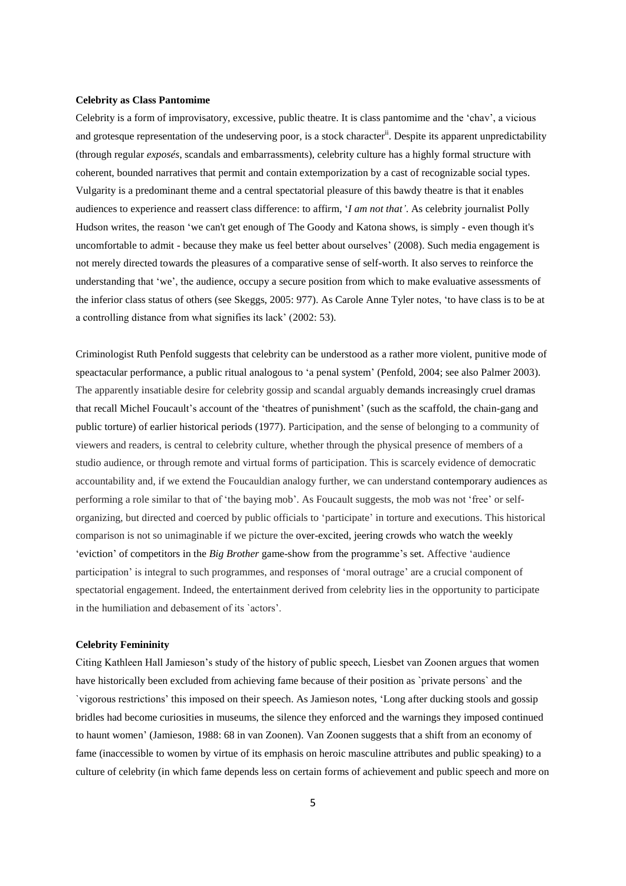**Celebrity as Class Pantomime**

Celebrity is a form of improvisatory, excessive, public theatre. It is class pantomime and the 'chav', a vicious and grotesque representation of the undeserving poor, is a stock character[ii]. Despite its apparent unpredictability (through regular *exposés*, scandals and embarrassments), celebrity culture has a highly formal structure with coherent, bounded narratives that permit and contain extemporization by a cast of recognizable social types. Vulgarity is a predominant theme and a central spectatorial pleasure of this bawdy theatre is that it enables audiences to experience and reassert class difference: to affirm, '*I am not that'*. As celebrity journalist Polly Hudson writes, the reason 'we can't get enough of The Goody and Katona shows, is simply - even though it's uncomfortable to admit - because they make us feel better about ourselves' (2008). Such media engagement is not merely directed towards the pleasures of a comparative sense of self-worth. It also serves to reinforce the understanding that 'we', the audience, occupy a secure position from which to make evaluative assessments of the inferior class status of others (see Skeggs, 2005: 977). As Carole Anne Tyler notes, 'to have class is to be at a controlling distance from what signifies its lack' (2002: 53).

Criminologist Ruth Penfold suggests that celebrity can be understood as a rather more violent, punitive mode of speactacular performance, a public ritual analogous to 'a penal system' (Penfold, 2004; see also Palmer 2003). The apparently insatiable desire for celebrity gossip and scandal arguably demands increasingly cruel dramas that recall Michel Foucault's account of the 'theatres of punishment' (such as the scaffold, the chain-gang and public torture) of earlier historical periods (1977). Participation, and the sense of belonging to a community of viewers and readers, is central to celebrity culture, whether through the physical presence of members of a studio audience, or through remote and virtual forms of participation. This is scarcely evidence of democratic accountability and, if we extend the Foucauldian analogy further, we can understand contemporary audiences as performing a role similar to that of 'the baying mob'. As Foucault suggests, the mob was not 'free' or self-organizing, but directed and coerced by public officials to 'participate' in torture and executions. This historical comparison is not so unimaginable if we picture the over-excited, jeering crowds who watch the weekly 'eviction' of competitors in the *Big Brother* game-show from the programme's set. Affective 'audience participation' is integral to such programmes, and responses of 'moral outrage' are a crucial component of spectatorial engagement. Indeed, the entertainment derived from celebrity lies in the opportunity to participate in the humiliation and debasement of its `actors'.

**Celebrity Femininity**

Citing Kathleen Hall Jamieson's study of the history of public speech, Liesbet van Zoonen argues that women have historically been excluded from achieving fame because of their position as `private persons` and the `vigorous restrictions' this imposed on their speech. As Jamieson notes, 'Long after ducking stools and gossip bridles had become curiosities in museums, the silence they enforced and the warnings they imposed continued to haunt women' (Jamieson, 1988: 68 in van Zoonen). Van Zoonen suggests that a shift from an economy of fame (inaccessible to women by virtue of its emphasis on heroic masculine attributes and public speaking) to a culture of celebrity (in which fame depends less on certain forms of achievement and public speech and more on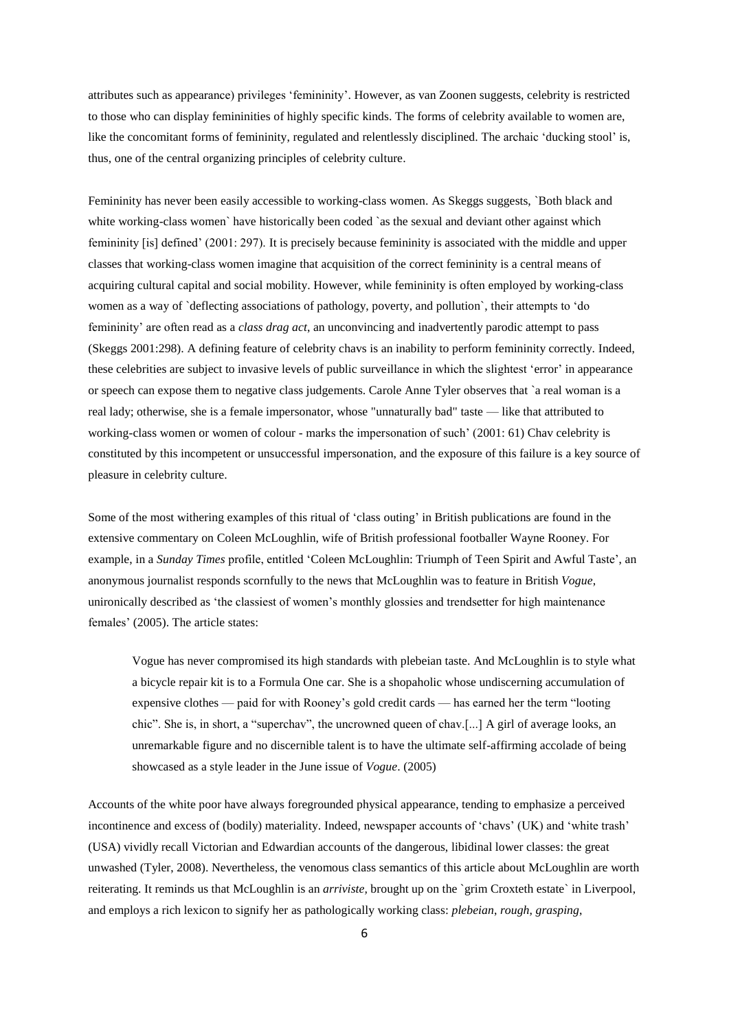attributes such as appearance) privileges 'femininity'. However, as van Zoonen suggests, celebrity is restricted to those who can display femininities of highly specific kinds. The forms of celebrity available to women are, like the concomitant forms of femininity, regulated and relentlessly disciplined. The archaic 'ducking stool' is, thus, one of the central organizing principles of celebrity culture.

Femininity has never been easily accessible to working-class women. As Skeggs suggests, `Both black and white working-class women` have historically been coded `as the sexual and deviant other against which femininity [is] defined' (2001: 297). It is precisely because femininity is associated with the middle and upper classes that working-class women imagine that acquisition of the correct femininity is a central means of acquiring cultural capital and social mobility. However, while femininity is often employed by working-class women as a way of `deflecting associations of pathology, poverty, and pollution`, their attempts to 'do femininity' are often read as a *class drag act*, an unconvincing and inadvertently parodic attempt to pass (Skeggs 2001:298). A defining feature of celebrity chavs is an inability to perform femininity correctly. Indeed, these celebrities are subject to invasive levels of public surveillance in which the slightest 'error' in appearance or speech can expose them to negative class judgements. Carole Anne Tyler observes that `a real woman is a real lady; otherwise, she is a female impersonator, whose "unnaturally bad" taste — like that attributed to working-class women or women of colour - marks the impersonation of such' (2001: 61) Chav celebrity is constituted by this incompetent or unsuccessful impersonation, and the exposure of this failure is a key source of pleasure in celebrity culture.

Some of the most withering examples of this ritual of 'class outing' in British publications are found in the extensive commentary on Coleen McLoughlin, wife of British professional footballer Wayne Rooney. For example, in a *Sunday Times* profile, entitled 'Coleen McLoughlin: Triumph of Teen Spirit and Awful Taste', an anonymous journalist responds scornfully to the news that McLoughlin was to feature in British *Vogue*, unironically described as 'the classiest of women's monthly glossies and trendsetter for high maintenance females' (2005). The article states:

> Vogue has never compromised its high standards with plebeian taste. And McLoughlin is to style what a bicycle repair kit is to a Formula One car. She is a shopaholic whose undiscerning accumulation of expensive clothes — paid for with Rooney's gold credit cards — has earned her the term "looting chic". She is, in short, a "superchav", the uncrowned queen of chav.[...] A girl of average looks, an unremarkable figure and no discernible talent is to have the ultimate self-affirming accolade of being showcased as a style leader in the June issue of *Vogue*. (2005)

Accounts of the white poor have always foregrounded physical appearance, tending to emphasize a perceived incontinence and excess of (bodily) materiality. Indeed, newspaper accounts of 'chavs' (UK) and 'white trash' (USA) vividly recall Victorian and Edwardian accounts of the dangerous, libidinal lower classes: the great unwashed (Tyler, 2008). Nevertheless, the venomous class semantics of this article about McLoughlin are worth reiterating. It reminds us that McLoughlin is an *arriviste*, brought up on the `grim Croxteth estate` in Liverpool, and employs a rich lexicon to signify her as pathologically working class: *plebeian*, *rough*, *grasping*,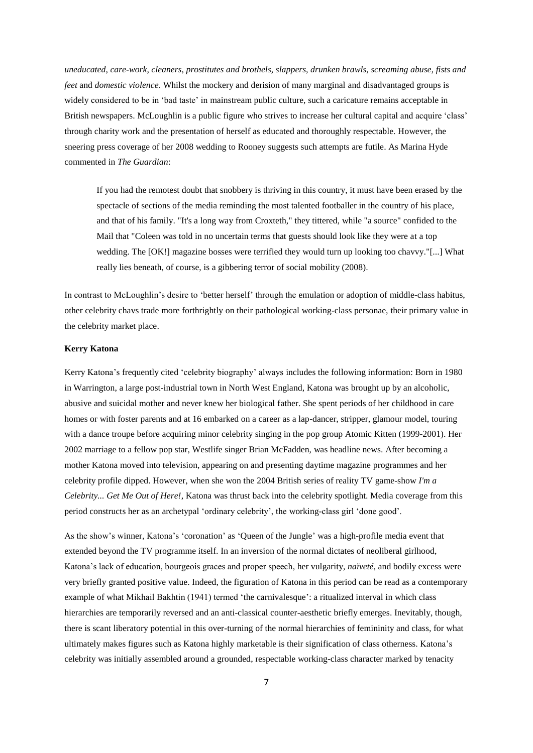*uneducated*, *care-work*, *cleaners*, *prostitutes and brothels*, *slappers*, *drunken brawls*, *screaming abuse*, *fists and feet* and *domestic violence*. Whilst the mockery and derision of many marginal and disadvantaged groups is widely considered to be in 'bad taste' in mainstream public culture, such a caricature remains acceptable in British newspapers. McLoughlin is a public figure who strives to increase her cultural capital and acquire 'class' through charity work and the presentation of herself as educated and thoroughly respectable. However, the sneering press coverage of her 2008 wedding to Rooney suggests such attempts are futile. As Marina Hyde commented in *The Guardian*:

> If you had the remotest doubt that snobbery is thriving in this country, it must have been erased by the spectacle of sections of the media reminding the most talented footballer in the country of his place, and that of his family. "It's a long way from Croxteth," they tittered, while "a source" confided to the Mail that "Coleen was told in no uncertain terms that guests should look like they were at a top wedding. The [OK!] magazine bosses were terrified they would turn up looking too chavvy."[...] What really lies beneath, of course, is a gibbering terror of social mobility (2008).

In contrast to McLoughlin's desire to 'better herself' through the emulation or adoption of middle-class habitus, other celebrity chavs trade more forthrightly on their pathological working-class personae, their primary value in the celebrity market place.

**Kerry Katona**

Kerry Katona's frequently cited 'celebrity biography' always includes the following information: Born in 1980 in Warrington, a large post-industrial town in North West England, Katona was brought up by an alcoholic, abusive and suicidal mother and never knew her biological father. She spent periods of her childhood in care homes or with foster parents and at 16 embarked on a career as a lap-dancer, stripper, glamour model, touring with a dance troupe before acquiring minor celebrity singing in the pop group Atomic Kitten (1999-2001). Her 2002 marriage to a fellow pop star, Westlife singer Brian McFadden, was headline news. After becoming a mother Katona moved into television, appearing on and presenting daytime magazine programmes and her celebrity profile dipped. However, when she won the 2004 British series of reality TV game-show *I'm a Celebrity... Get Me Out of Here!*, Katona was thrust back into the celebrity spotlight. Media coverage from this period constructs her as an archetypal 'ordinary celebrity', the working-class girl 'done good'.

As the show's winner, Katona's 'coronation' as 'Queen of the Jungle' was a high-profile media event that extended beyond the TV programme itself. In an inversion of the normal dictates of neoliberal girlhood, Katona's lack of education, bourgeois graces and proper speech, her vulgarity, *naïveté*, and bodily excess were very briefly granted positive value. Indeed, the figuration of Katona in this period can be read as a contemporary example of what Mikhail Bakhtin (1941) termed 'the carnivalesque': a ritualized interval in which class hierarchies are temporarily reversed and an anti-classical counter-aesthetic briefly emerges. Inevitably, though, there is scant liberatory potential in this over-turning of the normal hierarchies of femininity and class, for what ultimately makes figures such as Katona highly marketable is their signification of class otherness. Katona's celebrity was initially assembled around a grounded, respectable working-class character marked by tenacity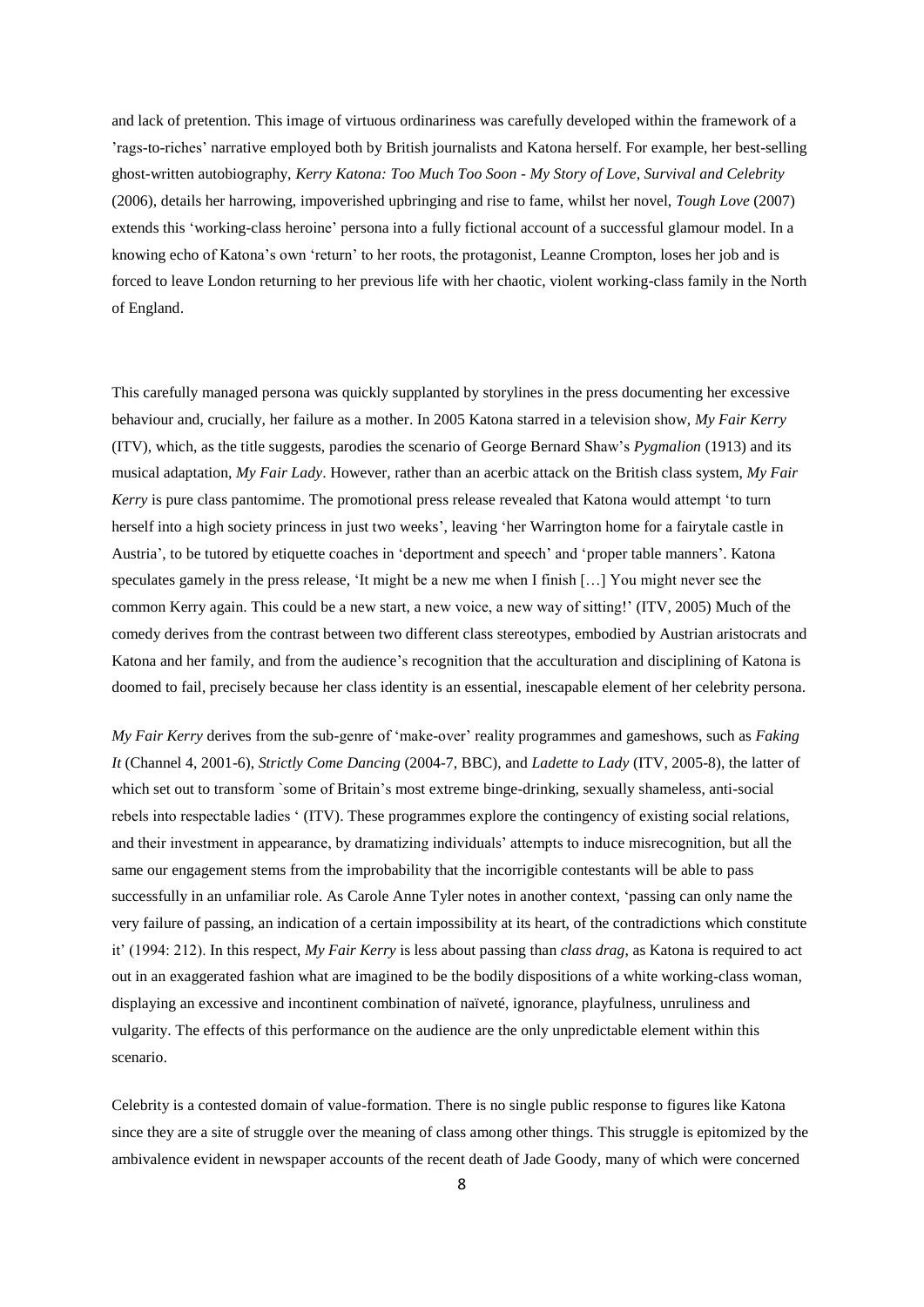and lack of pretention. This image of virtuous ordinariness was carefully developed within the framework of a 'rags-to-riches' narrative employed both by British journalists and Katona herself. For example, her best-selling ghost-written autobiography, *Kerry Katona: Too Much Too Soon - My Story of Love, Survival and Celebrity* (2006), details her harrowing, impoverished upbringing and rise to fame, whilst her novel, *Tough Love* (2007) extends this 'working-class heroine' persona into a fully fictional account of a successful glamour model. In a knowing echo of Katona's own 'return' to her roots, the protagonist, Leanne Crompton, loses her job and is forced to leave London returning to her previous life with her chaotic, violent working-class family in the North of England.

This carefully managed persona was quickly supplanted by storylines in the press documenting her excessive behaviour and, crucially, her failure as a mother. In 2005 Katona starred in a television show, *My Fair Kerry* (ITV), which, as the title suggests, parodies the scenario of George Bernard Shaw's *Pygmalion* (1913) and its musical adaptation, *My Fair Lady*. However, rather than an acerbic attack on the British class system, *My Fair Kerry* is pure class pantomime. The promotional press release revealed that Katona would attempt 'to turn herself into a high society princess in just two weeks', leaving 'her Warrington home for a fairytale castle in Austria', to be tutored by etiquette coaches in 'deportment and speech' and 'proper table manners'. Katona speculates gamely in the press release, 'It might be a new me when I finish […] You might never see the common Kerry again. This could be a new start, a new voice, a new way of sitting!' (ITV, 2005) Much of the comedy derives from the contrast between two different class stereotypes, embodied by Austrian aristocrats and Katona and her family, and from the audience's recognition that the acculturation and disciplining of Katona is doomed to fail, precisely because her class identity is an essential, inescapable element of her celebrity persona.

*My Fair Kerry* derives from the sub-genre of 'make-over' reality programmes and gameshows, such as *Faking It* (Channel 4, 2001-6), *Strictly Come Dancing* (2004-7, BBC), and *Ladette to Lady* (ITV, 2005-8), the latter of which set out to transform `some of Britain's most extreme binge-drinking, sexually shameless, anti-social rebels into respectable ladies ' (ITV). These programmes explore the contingency of existing social relations, and their investment in appearance, by dramatizing individuals' attempts to induce misrecognition, but all the same our engagement stems from the improbability that the incorrigible contestants will be able to pass successfully in an unfamiliar role. As Carole Anne Tyler notes in another context, 'passing can only name the very failure of passing, an indication of a certain impossibility at its heart, of the contradictions which constitute it' (1994: 212). In this respect, *My Fair Kerry* is less about passing than *class drag*, as Katona is required to act out in an exaggerated fashion what are imagined to be the bodily dispositions of a white working-class woman, displaying an excessive and incontinent combination of naïveté, ignorance, playfulness, unruliness and vulgarity. The effects of this performance on the audience are the only unpredictable element within this scenario.

Celebrity is a contested domain of value-formation. There is no single public response to figures like Katona since they are a site of struggle over the meaning of class among other things. This struggle is epitomized by the ambivalence evident in newspaper accounts of the recent death of Jade Goody, many of which were concerned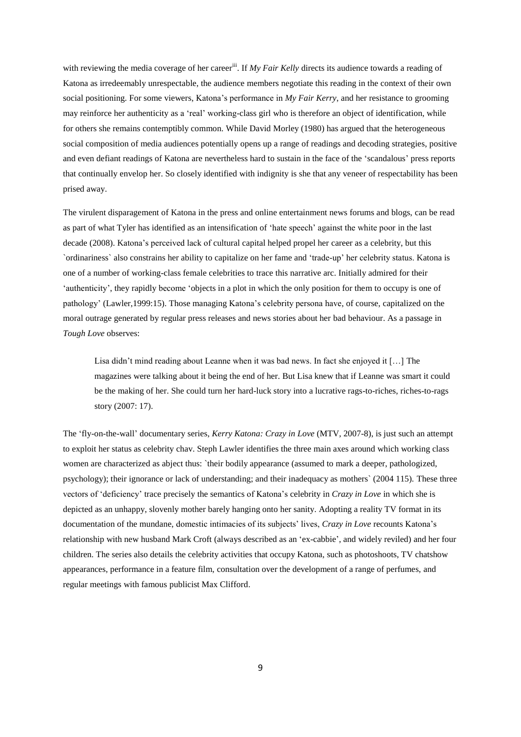with reviewing the media coverage of her career[iii]. If *My Fair Kelly* directs its audience towards a reading of Katona as irredeemably unrespectable, the audience members negotiate this reading in the context of their own social positioning. For some viewers, Katona's performance in *My Fair Kerry*, and her resistance to grooming may reinforce her authenticity as a 'real' working-class girl who is therefore an object of identification, while for others she remains contemptibly common. While David Morley (1980) has argued that the heterogeneous social composition of media audiences potentially opens up a range of readings and decoding strategies, positive and even defiant readings of Katona are nevertheless hard to sustain in the face of the 'scandalous' press reports that continually envelop her. So closely identified with indignity is she that any veneer of respectability has been prised away.

The virulent disparagement of Katona in the press and online entertainment news forums and blogs, can be read as part of what Tyler has identified as an intensification of 'hate speech' against the white poor in the last decade (2008). Katona's perceived lack of cultural capital helped propel her career as a celebrity, but this `ordinariness` also constrains her ability to capitalize on her fame and 'trade-up' her celebrity status. Katona is one of a number of working-class female celebrities to trace this narrative arc. Initially admired for their 'authenticity', they rapidly become 'objects in a plot in which the only position for them to occupy is one of pathology' (Lawler,1999:15). Those managing Katona's celebrity persona have, of course, capitalized on the moral outrage generated by regular press releases and news stories about her bad behaviour. As a passage in *Tough Love* observes:

> Lisa didn't mind reading about Leanne when it was bad news. In fact she enjoyed it […] The magazines were talking about it being the end of her. But Lisa knew that if Leanne was smart it could be the making of her. She could turn her hard-luck story into a lucrative rags-to-riches, riches-to-rags story (2007: 17).

The 'fly-on-the-wall' documentary series, *Kerry Katona: Crazy in Love* (MTV, 2007-8), is just such an attempt to exploit her status as celebrity chav. Steph Lawler identifies the three main axes around which working class women are characterized as abject thus: `their bodily appearance (assumed to mark a deeper, pathologized, psychology); their ignorance or lack of understanding; and their inadequacy as mothers` (2004 115). These three vectors of 'deficiency' trace precisely the semantics of Katona's celebrity in *Crazy in Love* in which she is depicted as an unhappy, slovenly mother barely hanging onto her sanity. Adopting a reality TV format in its documentation of the mundane, domestic intimacies of its subjects' lives, *Crazy in Love* recounts Katona's relationship with new husband Mark Croft (always described as an 'ex-cabbie', and widely reviled) and her four children. The series also details the celebrity activities that occupy Katona, such as photoshoots, TV chatshow appearances, performance in a feature film, consultation over the development of a range of perfumes, and regular meetings with famous publicist Max Clifford.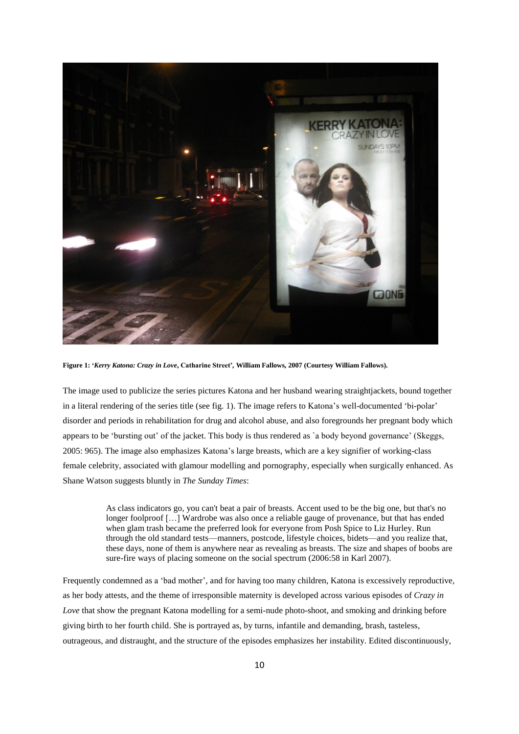**Figure 1: '*Kerry Katona: Crazy in Love*, Catharine Street', William Fallows, 2007 (Courtesy William Fallows).**

The image used to publicize the series pictures Katona and her husband wearing straightjackets, bound together in a literal rendering of the series title (see fig. 1). The image refers to Katona's well-documented 'bi-polar' disorder and periods in rehabilitation for drug and alcohol abuse, and also foregrounds her pregnant body which appears to be 'bursting out' of the jacket. This body is thus rendered as `a body beyond governance' (Skeggs, 2005: 965). The image also emphasizes Katona's large breasts, which are a key signifier of working-class female celebrity, associated with glamour modelling and pornography, especially when surgically enhanced. As Shane Watson suggests bluntly in *The Sunday Times*:

> As class indicators go, you can't beat a pair of breasts. Accent used to be the big one, but that's no longer foolproof […] Wardrobe was also once a reliable gauge of provenance, but that has ended when glam trash became the preferred look for everyone from Posh Spice to Liz Hurley. Run through the old standard tests—manners, postcode, lifestyle choices, bidets—and you realize that, these days, none of them is anywhere near as revealing as breasts. The size and shapes of boobs are sure-fire ways of placing someone on the social spectrum (2006:58 in Karl 2007).

Frequently condemned as a 'bad mother', and for having too many children, Katona is excessively reproductive, as her body attests, and the theme of irresponsible maternity is developed across various episodes of *Crazy in Love* that show the pregnant Katona modelling for a semi-nude photo-shoot, and smoking and drinking before giving birth to her fourth child. She is portrayed as, by turns, infantile and demanding, brash, tasteless, outrageous, and distraught, and the structure of the episodes emphasizes her instability. Edited discontinuously,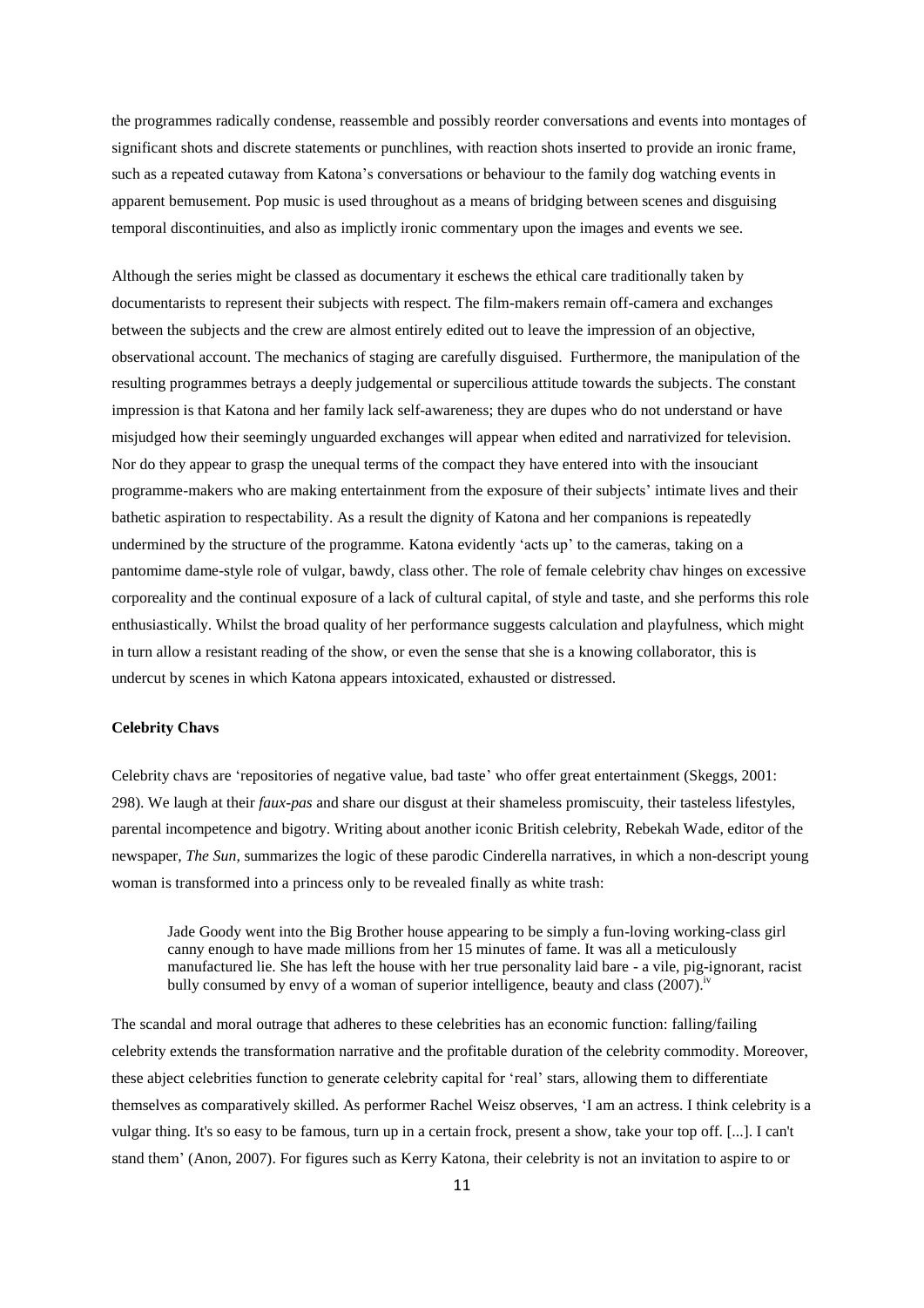the programmes radically condense, reassemble and possibly reorder conversations and events into montages of significant shots and discrete statements or punchlines, with reaction shots inserted to provide an ironic frame, such as a repeated cutaway from Katona's conversations or behaviour to the family dog watching events in apparent bemusement. Pop music is used throughout as a means of bridging between scenes and disguising temporal discontinuities, and also as implictly ironic commentary upon the images and events we see.

Although the series might be classed as documentary it eschews the ethical care traditionally taken by documentarists to represent their subjects with respect. The film-makers remain off-camera and exchanges between the subjects and the crew are almost entirely edited out to leave the impression of an objective, observational account. The mechanics of staging are carefully disguised. Furthermore, the manipulation of the resulting programmes betrays a deeply judgemental or supercilious attitude towards the subjects. The constant impression is that Katona and her family lack self-awareness; they are dupes who do not understand or have misjudged how their seemingly unguarded exchanges will appear when edited and narrativized for television. Nor do they appear to grasp the unequal terms of the compact they have entered into with the insouciant programme-makers who are making entertainment from the exposure of their subjects' intimate lives and their bathetic aspiration to respectability. As a result the dignity of Katona and her companions is repeatedly undermined by the structure of the programme. Katona evidently 'acts up' to the cameras, taking on a pantomime dame-style role of vulgar, bawdy, class other. The role of female celebrity chav hinges on excessive corporeality and the continual exposure of a lack of cultural capital, of style and taste, and she performs this role enthusiastically. Whilst the broad quality of her performance suggests calculation and playfulness, which might in turn allow a resistant reading of the show, or even the sense that she is a knowing collaborator, this is undercut by scenes in which Katona appears intoxicated, exhausted or distressed.

**Celebrity Chavs**

Celebrity chavs are 'repositories of negative value, bad taste' who offer great entertainment (Skeggs, 2001: 298). We laugh at their *faux-pas* and share our disgust at their shameless promiscuity, their tasteless lifestyles, parental incompetence and bigotry. Writing about another iconic British celebrity, Rebekah Wade, editor of the newspaper, *The Sun,* summarizes the logic of these parodic Cinderella narratives, in which a non-descript young woman is transformed into a princess only to be revealed finally as white trash:

> Jade Goody went into the Big Brother house appearing to be simply a fun-loving working-class girl canny enough to have made millions from her 15 minutes of fame. It was all a meticulously manufactured lie. She has left the house with her true personality laid bare - a vile, pig-ignorant, racist bully consumed by envy of a woman of superior intelligence, beauty and class (2007).[iv]

The scandal and moral outrage that adheres to these celebrities has an economic function: falling/failing celebrity extends the transformation narrative and the profitable duration of the celebrity commodity. Moreover, these abject celebrities function to generate celebrity capital for 'real' stars, allowing them to differentiate themselves as comparatively skilled. As performer Rachel Weisz observes, 'I am an actress. I think celebrity is a vulgar thing. It's so easy to be famous, turn up in a certain frock, present a show, take your top off. [...]. I can't stand them' (Anon, 2007). For figures such as Kerry Katona, their celebrity is not an invitation to aspire to or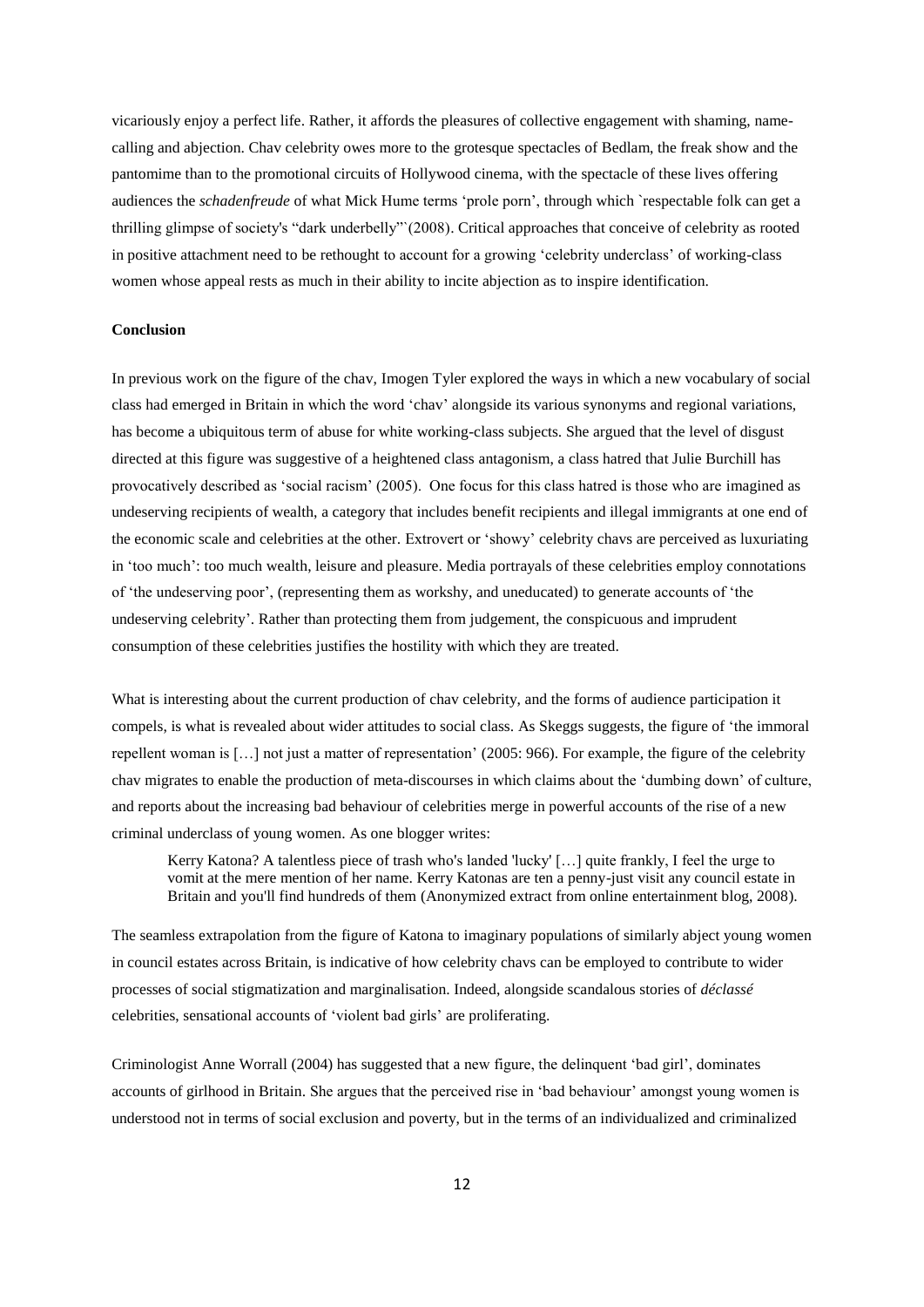vicariously enjoy a perfect life. Rather, it affords the pleasures of collective engagement with shaming, name-calling and abjection. Chav celebrity owes more to the grotesque spectacles of Bedlam, the freak show and the pantomime than to the promotional circuits of Hollywood cinema, with the spectacle of these lives offering audiences the *schadenfreude* of what Mick Hume terms 'prole porn', through which `respectable folk can get a thrilling glimpse of society's "dark underbelly"`(2008). Critical approaches that conceive of celebrity as rooted in positive attachment need to be rethought to account for a growing 'celebrity underclass' of working-class women whose appeal rests as much in their ability to incite abjection as to inspire identification.

**Conclusion**

In previous work on the figure of the chav, Imogen Tyler explored the ways in which a new vocabulary of social class had emerged in Britain in which the word 'chav' alongside its various synonyms and regional variations, has become a ubiquitous term of abuse for white working-class subjects. She argued that the level of disgust directed at this figure was suggestive of a heightened class antagonism, a class hatred that Julie Burchill has provocatively described as 'social racism' (2005). One focus for this class hatred is those who are imagined as undeserving recipients of wealth, a category that includes benefit recipients and illegal immigrants at one end of the economic scale and celebrities at the other. Extrovert or 'showy' celebrity chavs are perceived as luxuriating in 'too much': too much wealth, leisure and pleasure. Media portrayals of these celebrities employ connotations of 'the undeserving poor', (representing them as workshy, and uneducated) to generate accounts of 'the undeserving celebrity'. Rather than protecting them from judgement, the conspicuous and imprudent consumption of these celebrities justifies the hostility with which they are treated.

What is interesting about the current production of chav celebrity, and the forms of audience participation it compels, is what is revealed about wider attitudes to social class. As Skeggs suggests, the figure of 'the immoral repellent woman is […] not just a matter of representation' (2005: 966). For example, the figure of the celebrity chav migrates to enable the production of meta-discourses in which claims about the 'dumbing down' of culture, and reports about the increasing bad behaviour of celebrities merge in powerful accounts of the rise of a new criminal underclass of young women. As one blogger writes:

> Kerry Katona? A talentless piece of trash who's landed 'lucky' […] quite frankly, I feel the urge to vomit at the mere mention of her name. Kerry Katonas are ten a penny-just visit any council estate in Britain and you'll find hundreds of them (Anonymized extract from online entertainment blog, 2008).

The seamless extrapolation from the figure of Katona to imaginary populations of similarly abject young women in council estates across Britain, is indicative of how celebrity chavs can be employed to contribute to wider processes of social stigmatization and marginalisation. Indeed, alongside scandalous stories of *déclassé* celebrities, sensational accounts of 'violent bad girls' are proliferating.

Criminologist Anne Worrall (2004) has suggested that a new figure, the delinquent 'bad girl', dominates accounts of girlhood in Britain. She argues that the perceived rise in 'bad behaviour' amongst young women is understood not in terms of social exclusion and poverty, but in the terms of an individualized and criminalized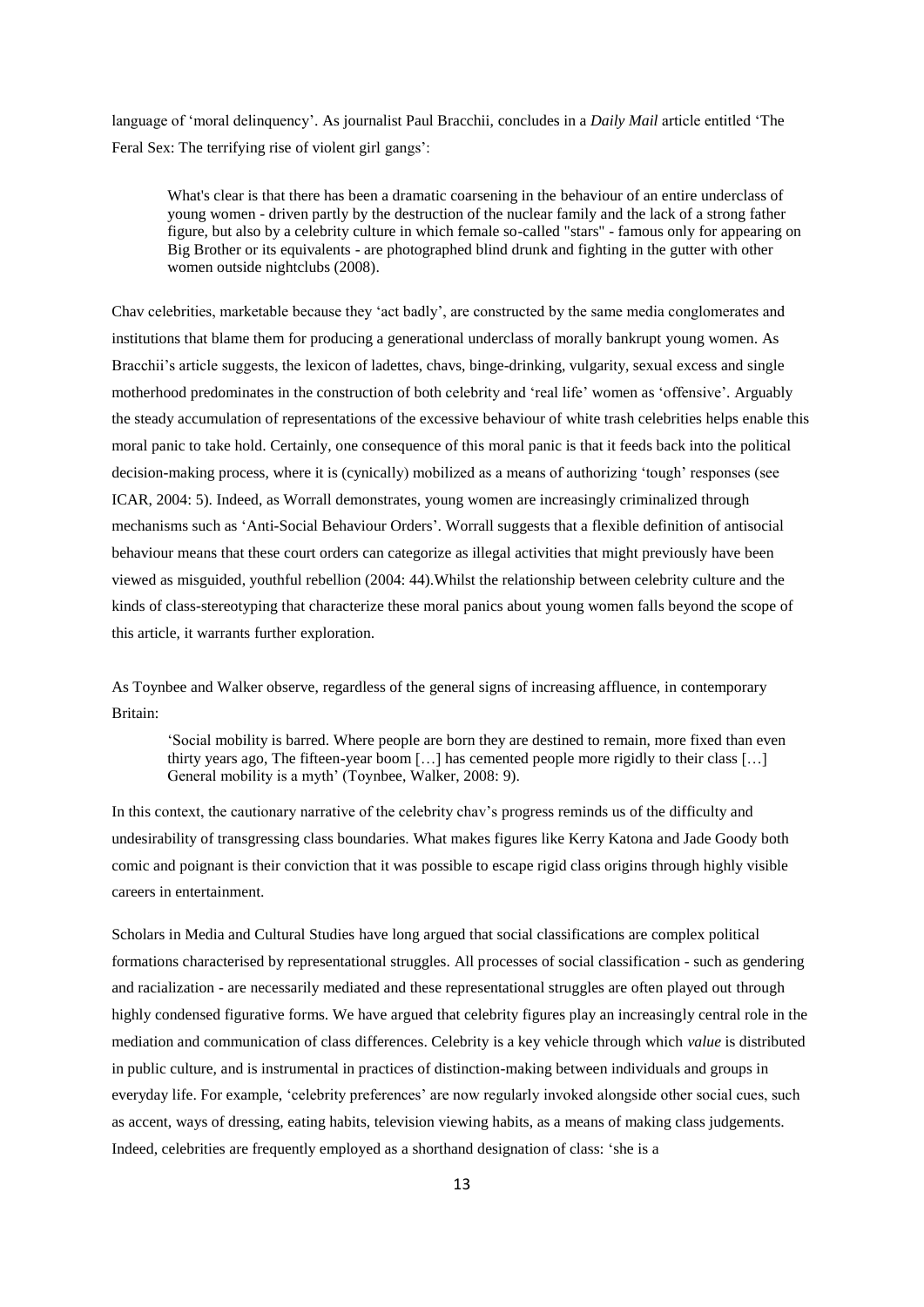language of 'moral delinquency'. As journalist Paul Bracchii, concludes in a *Daily Mail* article entitled 'The Feral Sex: The terrifying rise of violent girl gangs':

> What's clear is that there has been a dramatic coarsening in the behaviour of an entire underclass of young women - driven partly by the destruction of the nuclear family and the lack of a strong father figure, but also by a celebrity culture in which female so-called "stars" - famous only for appearing on Big Brother or its equivalents - are photographed blind drunk and fighting in the gutter with other women outside nightclubs (2008).

Chav celebrities, marketable because they 'act badly', are constructed by the same media conglomerates and institutions that blame them for producing a generational underclass of morally bankrupt young women. As Bracchii's article suggests, the lexicon of ladettes, chavs, binge-drinking, vulgarity, sexual excess and single motherhood predominates in the construction of both celebrity and 'real life' women as 'offensive'. Arguably the steady accumulation of representations of the excessive behaviour of white trash celebrities helps enable this moral panic to take hold. Certainly, one consequence of this moral panic is that it feeds back into the political decision-making process, where it is (cynically) mobilized as a means of authorizing 'tough' responses (see ICAR, 2004: 5). Indeed, as Worrall demonstrates, young women are increasingly criminalized through mechanisms such as 'Anti-Social Behaviour Orders'. Worrall suggests that a flexible definition of antisocial behaviour means that these court orders can categorize as illegal activities that might previously have been viewed as misguided, youthful rebellion (2004: 44).Whilst the relationship between celebrity culture and the kinds of class-stereotyping that characterize these moral panics about young women falls beyond the scope of this article, it warrants further exploration.

As Toynbee and Walker observe, regardless of the general signs of increasing affluence, in contemporary Britain:

> 'Social mobility is barred. Where people are born they are destined to remain, more fixed than even thirty years ago, The fifteen-year boom […] has cemented people more rigidly to their class […] General mobility is a myth' (Toynbee, Walker, 2008: 9).

In this context, the cautionary narrative of the celebrity chav's progress reminds us of the difficulty and undesirability of transgressing class boundaries. What makes figures like Kerry Katona and Jade Goody both comic and poignant is their conviction that it was possible to escape rigid class origins through highly visible careers in entertainment.

Scholars in Media and Cultural Studies have long argued that social classifications are complex political formations characterised by representational struggles. All processes of social classification - such as gendering and racialization - are necessarily mediated and these representational struggles are often played out through highly condensed figurative forms. We have argued that celebrity figures play an increasingly central role in the mediation and communication of class differences. Celebrity is a key vehicle through which *value* is distributed in public culture, and is instrumental in practices of distinction-making between individuals and groups in everyday life. For example, 'celebrity preferences' are now regularly invoked alongside other social cues, such as accent, ways of dressing, eating habits, television viewing habits, as a means of making class judgements. Indeed, celebrities are frequently employed as a shorthand designation of class: 'she is a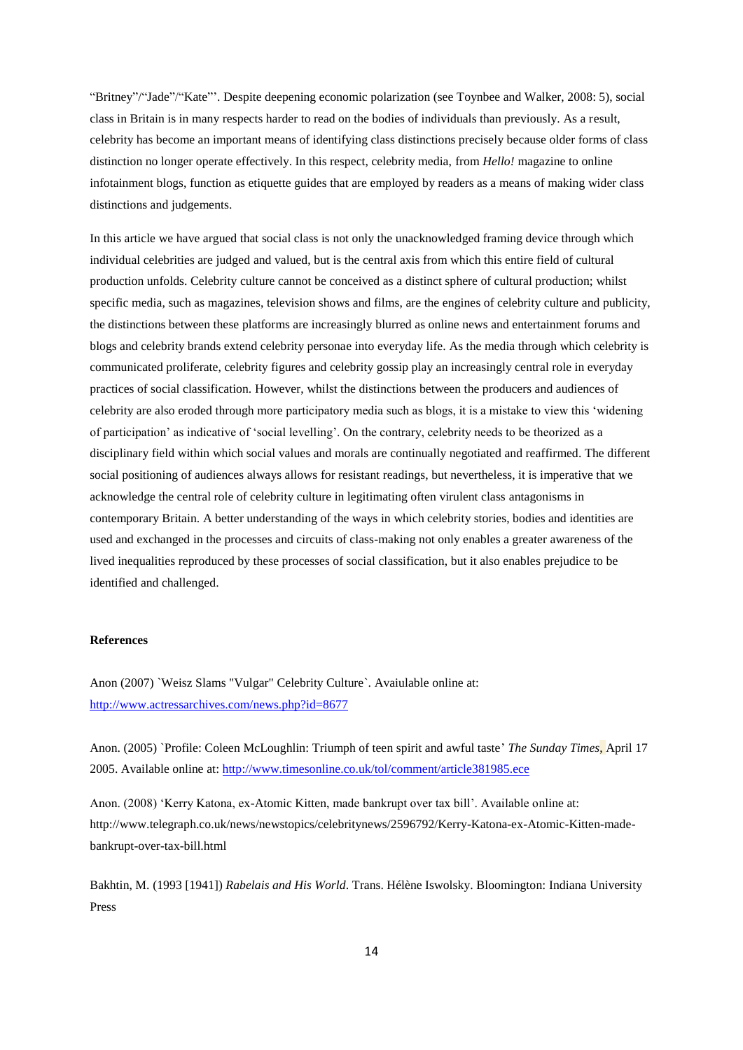"Britney"/"Jade"/"Kate"'. Despite deepening economic polarization (see Toynbee and Walker, 2008: 5), social class in Britain is in many respects harder to read on the bodies of individuals than previously. As a result, celebrity has become an important means of identifying class distinctions precisely because older forms of class distinction no longer operate effectively. In this respect, celebrity media, from *Hello!* magazine to online infotainment blogs, function as etiquette guides that are employed by readers as a means of making wider class distinctions and judgements.

In this article we have argued that social class is not only the unacknowledged framing device through which individual celebrities are judged and valued, but is the central axis from which this entire field of cultural production unfolds. Celebrity culture cannot be conceived as a distinct sphere of cultural production; whilst specific media, such as magazines, television shows and films, are the engines of celebrity culture and publicity, the distinctions between these platforms are increasingly blurred as online news and entertainment forums and blogs and celebrity brands extend celebrity personae into everyday life. As the media through which celebrity is communicated proliferate, celebrity figures and celebrity gossip play an increasingly central role in everyday practices of social classification. However, whilst the distinctions between the producers and audiences of celebrity are also eroded through more participatory media such as blogs, it is a mistake to view this 'widening of participation' as indicative of 'social levelling'. On the contrary, celebrity needs to be theorized as a disciplinary field within which social values and morals are continually negotiated and reaffirmed. The different social positioning of audiences always allows for resistant readings, but nevertheless, it is imperative that we acknowledge the central role of celebrity culture in legitimating often virulent class antagonisms in contemporary Britain. A better understanding of the ways in which celebrity stories, bodies and identities are used and exchanged in the processes and circuits of class-making not only enables a greater awareness of the lived inequalities reproduced by these processes of social classification, but it also enables prejudice to be identified and challenged.

**References**

Anon (2007) `Weisz Slams "Vulgar" Celebrity Culture`. Avaiulable online at: http://www.actressarchives.com/news.php?id=8677

Anon. (2005) `Profile: Coleen McLoughlin: Triumph of teen spirit and awful taste' *The Sunday Times*, April 17 2005. Available online at: http://www.timesonline.co.uk/tol/comment/article381985.ece

Anon. (2008) 'Kerry Katona, ex-Atomic Kitten, made bankrupt over tax bill'. Available online at: http://www.telegraph.co.uk/news/newstopics/celebritynews/2596792/Kerry-Katona-ex-Atomic-Kitten-made-bankrupt-over-tax-bill.html

Bakhtin, M. (1993 [1941]) *Rabelais and His World*. Trans. Hélène Iswolsky. Bloomington: Indiana University Press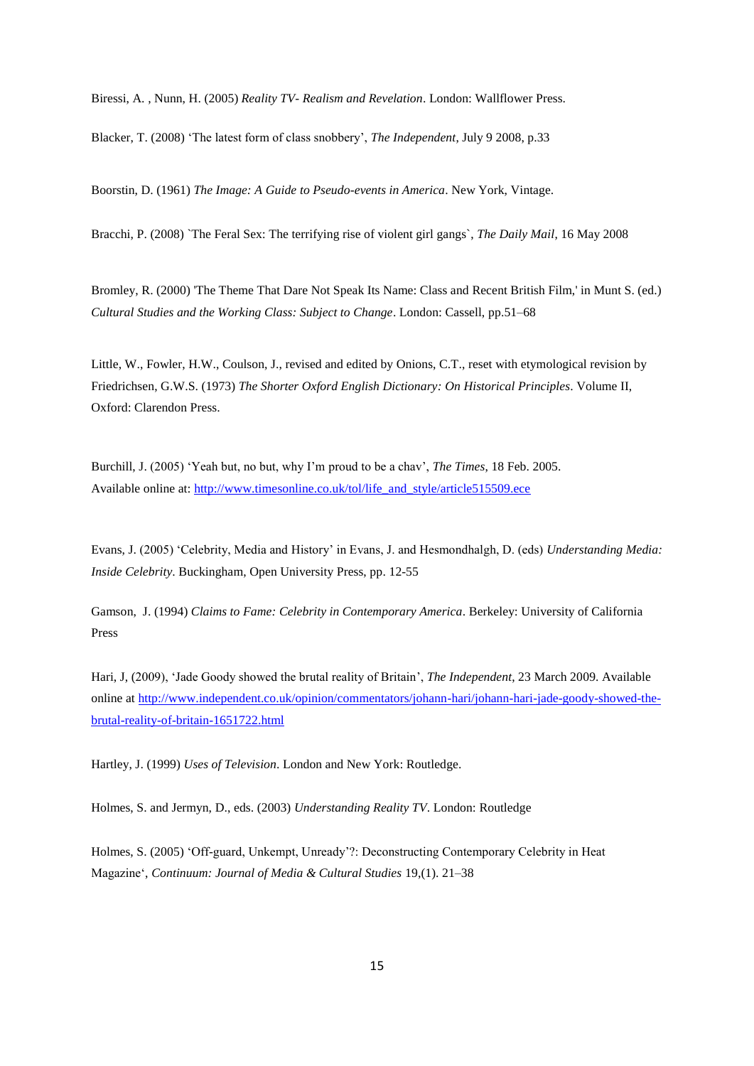Biressi, A. , Nunn, H. (2005) *Reality TV- Realism and Revelation*. London: Wallflower Press.

Blacker, T. (2008) 'The latest form of class snobbery', *The Independent*, July 9 2008, p.33

Boorstin, D. (1961) *The Image: A Guide to Pseudo-events in America*. New York, Vintage.

Bracchi, P. (2008) `The Feral Sex: The terrifying rise of violent girl gangs`, *The Daily Mail*, 16 May 2008

Bromley, R. (2000) 'The Theme That Dare Not Speak Its Name: Class and Recent British Film,' in Munt S. (ed.) *Cultural Studies and the Working Class: Subject to Change*. London: Cassell, pp.51–68

Little, W., Fowler, H.W., Coulson, J., revised and edited by Onions, C.T., reset with etymological revision by Friedrichsen, G.W.S. (1973) *The Shorter Oxford English Dictionary: On Historical Principles*. Volume II, Oxford: Clarendon Press.

Burchill, J. (2005) 'Yeah but, no but, why I'm proud to be a chav', *The Times*, 18 Feb. 2005. Available online at: [http://www.timesonline.co.uk/tol/life_and_style/article515509.ece](http://www.timesonline.co.uk/tol/life_and_style/article515509.ece)

Evans, J. (2005) 'Celebrity, Media and History' in Evans, J. and Hesmondhalgh, D. (eds) *Understanding Media: Inside Celebrity*. Buckingham, Open University Press, pp. 12-55

Gamson, J. (1994) *Claims to Fame: Celebrity in Contemporary America*. Berkeley: University of California Press

Hari, J, (2009), 'Jade Goody showed the brutal reality of Britain', *The Independent*, 23 March 2009. Available online at [http://www.independent.co.uk/opinion/commentators/johann-hari/johann-hari-jade-goody-showed-the-brutal-reality-of-britain-1651722.html](http://www.independent.co.uk/opinion/commentators/johann-hari/johann-hari-jade-goody-showed-the-brutal-reality-of-britain-1651722.html)

Hartley, J. (1999) *Uses of Television*. London and New York: Routledge.

Holmes, S. and Jermyn, D., eds. (2003) *Understanding Reality TV*. London: Routledge

Holmes, S. (2005) 'Off-guard, Unkempt, Unready'?: Deconstructing Contemporary Celebrity in Heat Magazine', *Continuum: Journal of Media & Cultural Studies* 19,(1). 21–38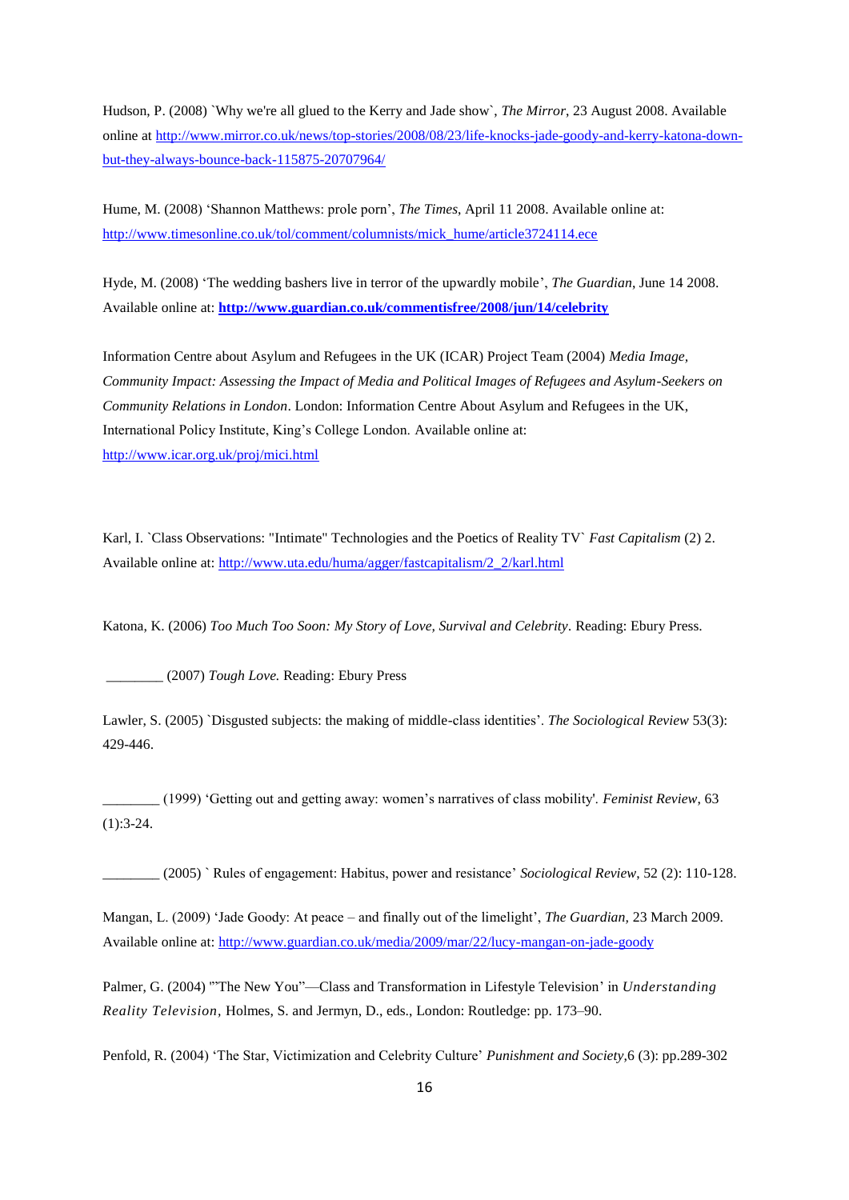Hudson, P. (2008) `Why we're all glued to the Kerry and Jade show`, *The Mirror*, 23 August 2008. Available online at http://www.mirror.co.uk/news/top-stories/2008/08/23/life-knocks-jade-goody-and-kerry-katona-down-but-they-always-bounce-back-115875-20707964/

Hume, M. (2008) 'Shannon Matthews: prole porn', *The Times*, April 11 2008. Available online at: http://www.timesonline.co.uk/tol/comment/columnists/mick_hume/article3724114.ece

Hyde, M. (2008) 'The wedding bashers live in terror of the upwardly mobile', *The Guardian*, June 14 2008. Available online at: **http://www.guardian.co.uk/commentisfree/2008/jun/14/celebrity**

Information Centre about Asylum and Refugees in the UK (ICAR) Project Team (2004) *Media Image, Community Impact: Assessing the Impact of Media and Political Images of Refugees and Asylum-Seekers on Community Relations in London*. London: Information Centre About Asylum and Refugees in the UK, International Policy Institute, King's College London. Available online at: http://www.icar.org.uk/proj/mici.html

Karl, I. `Class Observations: "Intimate" Technologies and the Poetics of Reality TV` *Fast Capitalism* (2) 2. Available online at: http://www.uta.edu/huma/agger/fastcapitalism/2_2/karl.html

Katona, K. (2006) *Too Much Too Soon: My Story of Love, Survival and Celebrity*. Reading: Ebury Press.

________ (2007) *Tough Love.* Reading: Ebury Press

Lawler, S. (2005) `Disgusted subjects: the making of middle-class identities'. *The Sociological Review* 53(3): 429-446.

________ (1999) 'Getting out and getting away: women's narratives of class mobility'. *Feminist Review*, 63 (1):3-24.

________ (2005) ` Rules of engagement: Habitus, power and resistance' *Sociological Review*, 52 (2): 110-128.

Mangan, L. (2009) 'Jade Goody: At peace – and finally out of the limelight', *The Guardian,* 23 March 2009. Available online at: http://www.guardian.co.uk/media/2009/mar/22/lucy-mangan-on-jade-goody

Palmer, G. (2004) "'The New You"—Class and Transformation in Lifestyle Television' in *Understanding Reality Television*, Holmes, S. and Jermyn, D., eds., London: Routledge: pp. 173–90.

Penfold, R. (2004) 'The Star, Victimization and Celebrity Culture' *Punishment and Society*,6 (3): pp.289-302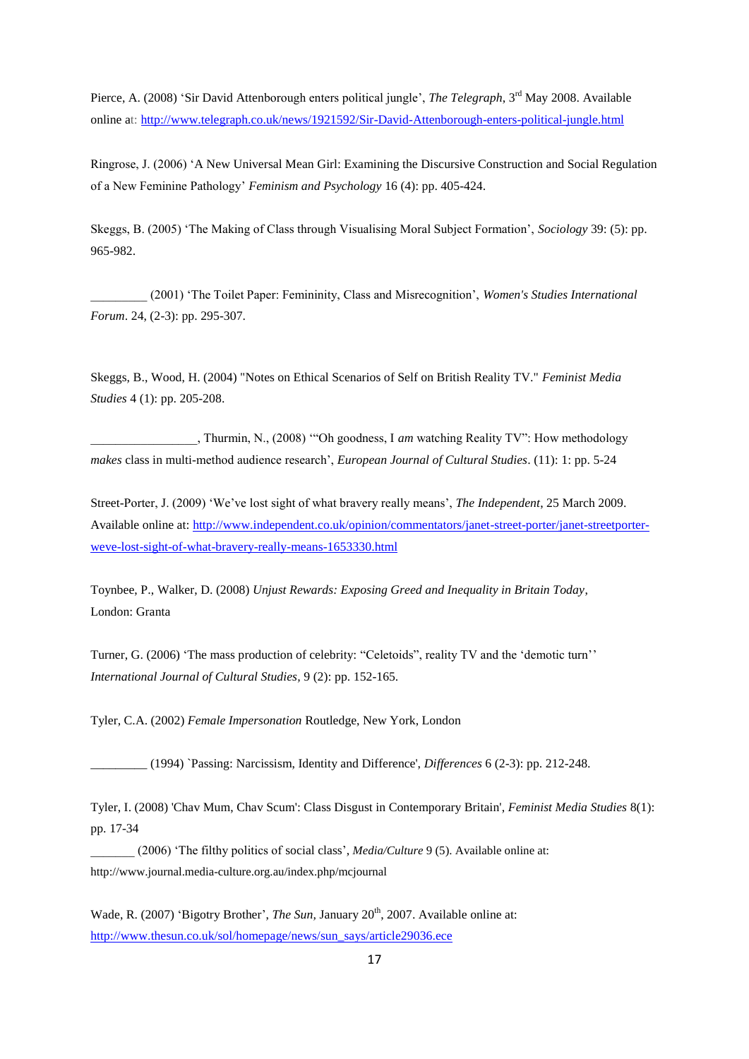Pierce, A. (2008) 'Sir David Attenborough enters political jungle', *The Telegraph*, 3rd May 2008. Available online at: http://www.telegraph.co.uk/news/1921592/Sir-David-Attenborough-enters-political-jungle.html

Ringrose, J. (2006) 'A New Universal Mean Girl: Examining the Discursive Construction and Social Regulation of a New Feminine Pathology' *Feminism and Psychology* 16 (4): pp. 405-424.

Skeggs, B. (2005) 'The Making of Class through Visualising Moral Subject Formation', *Sociology* 39: (5): pp. 965-982.

_________ (2001) 'The Toilet Paper: Femininity, Class and Misrecognition', *Women's Studies International Forum*. 24, (2-3): pp. 295-307.

Skeggs, B., Wood, H. (2004) "Notes on Ethical Scenarios of Self on British Reality TV." *Feminist Media Studies* 4 (1): pp. 205-208.

_________________, Thurmin, N., (2008) '"Oh goodness, I *am* watching Reality TV": How methodology *makes* class in multi-method audience research', *European Journal of Cultural Studies*. (11): 1: pp. 5-24

Street-Porter, J. (2009) 'We've lost sight of what bravery really means', *The Independent*, 25 March 2009. Available online at: http://www.independent.co.uk/opinion/commentators/janet-street-porter/janet-streetporter-weve-lost-sight-of-what-bravery-really-means-1653330.html

Toynbee, P., Walker, D. (2008) *Unjust Rewards: Exposing Greed and Inequality in Britain Today*, London: Granta

Turner, G. (2006) 'The mass production of celebrity: "Celetoids", reality TV and the 'demotic turn'' *International Journal of Cultural Studies*, 9 (2): pp. 152-165.

Tyler, C.A. (2002) *Female Impersonation* Routledge, New York, London

_________ (1994) `Passing: Narcissism, Identity and Difference', *Differences* 6 (2-3): pp. 212-248.

Tyler, I. (2008) 'Chav Mum, Chav Scum': Class Disgust in Contemporary Britain', *Feminist Media Studies* 8(1): pp. 17-34

_______ (2006) 'The filthy politics of social class', *Media/Culture* 9 (5). Available online at: http://www.journal.media-culture.org.au/index.php/mcjournal

Wade, R. (2007) 'Bigotry Brother', *The Sun*, January 20th, 2007. Available online at: http://www.thesun.co.uk/sol/homepage/news/sun_says/article29036.ece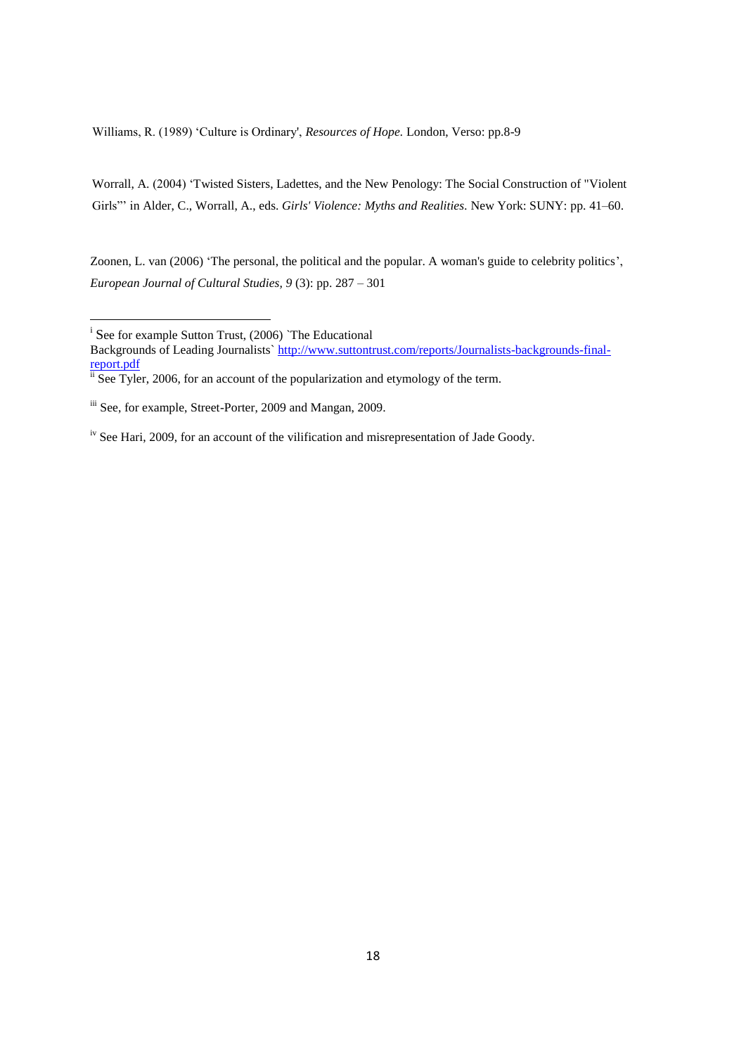Williams, R. (1989) 'Culture is Ordinary', *Resources of Hope*. London, Verso: pp.8-9

Worrall, A. (2004) 'Twisted Sisters, Ladettes, and the New Penology: The Social Construction of "Violent Girls"' in Alder, C., Worrall, A., eds. *Girls' Violence: Myths and Realities*. New York: SUNY: pp. 41–60.

Zoonen, L. van (2006) 'The personal, the political and the popular. A woman's guide to celebrity politics', *European Journal of Cultural Studies, 9* (3): pp. 287 – 301

---

[i] See for example Sutton Trust, (2006) `The Educational Backgrounds of Leading Journalists` http://www.suttontrust.com/reports/Journalists-backgrounds-final-report.pdf

[ii] See Tyler, 2006, for an account of the popularization and etymology of the term.

[iii] See, for example, Street-Porter, 2009 and Mangan, 2009.

[iv] See Hari, 2009, for an account of the vilification and misrepresentation of Jade Goody.